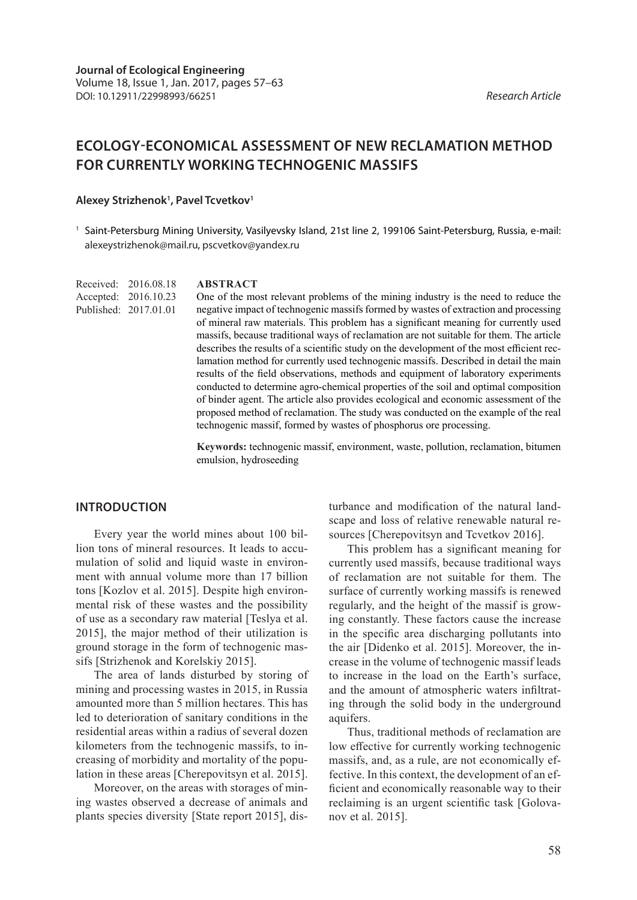**Journal of Ecological Engineering**
DOI: 10.12911/22998993/66251

*Research Article*

# ECOLOGY-ECONOMICAL ASSESSMENT OF NEW RECLAMATION METHOD FOR CURRENTLY WORKING TECHNOGENIC MASSIFS

**Alexey Strizhenok[1], Pavel Tcvetkov[1]**

[1] Saint-Petersburg Mining University, Vasilyevsky Island, 21st line 2, 199106 Saint-Petersburg, Russia, e-mail: alexeystrizhenok@mail.ru, pscvetkov@yandex.ru

Received: 2016.08.18
Accepted: 2016.10.23
Published: 2017.01.01

**ABSTRACT**

One of the most relevant problems of the mining industry is the need to reduce the negative impact of technogenic massifs formed by wastes of extraction and processing of mineral raw materials. This problem has a significant meaning for currently used massifs, because traditional ways of reclamation are not suitable for them. The article describes the results of a scientific study on the development of the most efficient reclamation method for currently used technogenic massifs. Described in detail the main results of the field observations, methods and equipment of laboratory experiments conducted to determine agro-chemical properties of the soil and optimal composition of binder agent. The article also provides ecological and economic assessment of the proposed method of reclamation. The study was conducted on the example of the real technogenic massif, formed by wastes of phosphorus ore processing.

**Keywords:** technogenic massif, environment, waste, pollution, reclamation, bitumen emulsion, hydroseeding

## INTRODUCTION

Every year the world mines about 100 billion tons of mineral resources. It leads to accumulation of solid and liquid waste in environment with annual volume more than 17 billion tons [Kozlov et al. 2015]. Despite high environmental risk of these wastes and the possibility of use as a secondary raw material [Teslya et al. 2015], the major method of their utilization is ground storage in the form of technogenic massifs [Strizhenok and Korelskiy 2015].

The area of lands disturbed by storing of mining and processing wastes in 2015, in Russia amounted more than 5 million hectares. This has led to deterioration of sanitary conditions in the residential areas within a radius of several dozen kilometers from the technogenic massifs, to increasing of morbidity and mortality of the population in these areas [Cherepovitsyn et al. 2015].

Moreover, on the areas with storages of mining wastes observed a decrease of animals and plants species diversity [State report 2015], disturbance and modification of the natural landscape and loss of relative renewable natural resources [Cherepovitsyn and Tcvetkov 2016].

This problem has a significant meaning for currently used massifs, because traditional ways of reclamation are not suitable for them. The surface of currently working massifs is renewed regularly, and the height of the massif is growing constantly. These factors cause the increase in the specific area discharging pollutants into the air [Didenko et al. 2015]. Moreover, the increase in the volume of technogenic massif leads to increase in the load on the Earth's surface, and the amount of atmospheric waters infiltrating through the solid body in the underground aquifers.

Thus, traditional methods of reclamation are low effective for currently working technogenic massifs, and, as a rule, are not economically effective. In this context, the development of an efficient and economically reasonable way to their reclaiming is an urgent scientific task [Golovanov et al. 2015].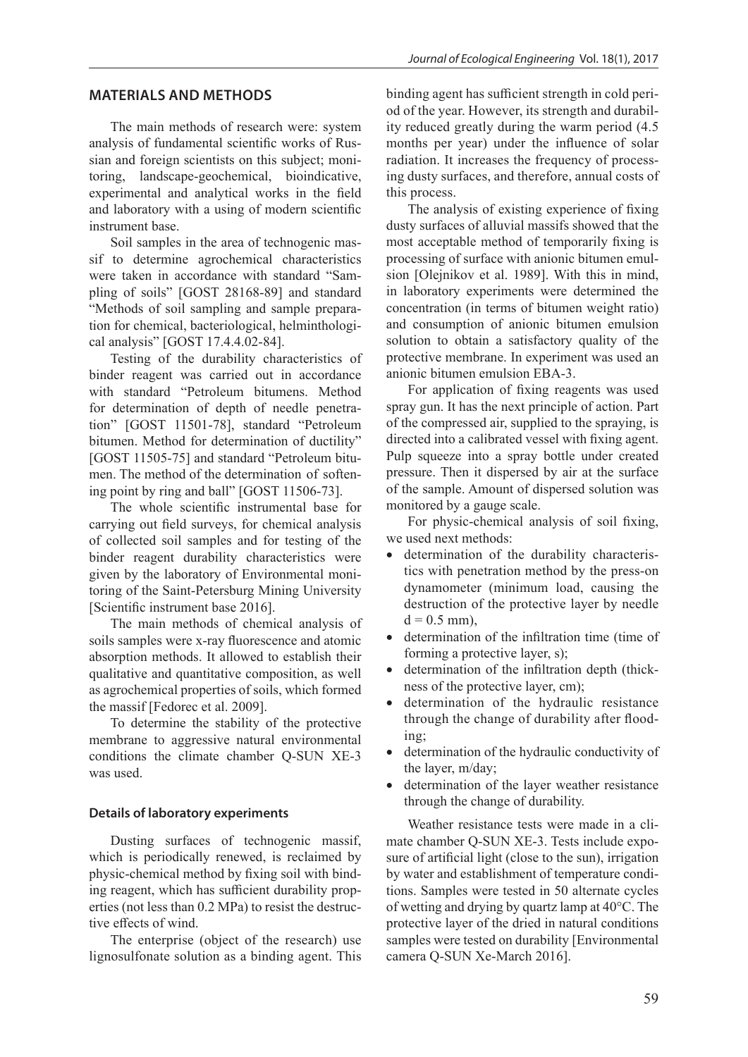## MATERIALS AND METHODS

The main methods of research were: system analysis of fundamental scientific works of Russian and foreign scientists on this subject; monitoring, landscape-geochemical, bioindicative, experimental and analytical works in the field and laboratory with a using of modern scientific instrument base.

Soil samples in the area of technogenic massif to determine agrochemical characteristics were taken in accordance with standard "Sampling of soils" [GOST 28168-89] and standard "Methods of soil sampling and sample preparation for chemical, bacteriological, helminthological analysis" [GOST 17.4.4.02-84].

Testing of the durability characteristics of binder reagent was carried out in accordance with standard "Petroleum bitumens. Method for determination of depth of needle penetration" [GOST 11501-78], standard "Petroleum bitumen. Method for determination of ductility" [GOST 11505-75] and standard "Petroleum bitumen. The method of the determination of softening point by ring and ball" [GOST 11506-73].

The whole scientific instrumental base for carrying out field surveys, for chemical analysis of collected soil samples and for testing of the binder reagent durability characteristics were given by the laboratory of Environmental monitoring of the Saint-Petersburg Mining University [Scientific instrument base 2016].

The main methods of chemical analysis of soils samples were x-ray fluorescence and atomic absorption methods. It allowed to establish their qualitative and quantitative composition, as well as agrochemical properties of soils, which formed the massif [Fedorec et al. 2009].

To determine the stability of the protective membrane to aggressive natural environmental conditions the climate chamber Q-SUN XE-3 was used.

### Details of laboratory experiments

Dusting surfaces of technogenic massif, which is periodically renewed, is reclaimed by physic-chemical method by fixing soil with binding reagent, which has sufficient durability properties (not less than 0.2 MPa) to resist the destructive effects of wind.

The enterprise (object of the research) use lignosulfonate solution as a binding agent. This binding agent has sufficient strength in cold period of the year. However, its strength and durability reduced greatly during the warm period (4.5 months per year) under the influence of solar radiation. It increases the frequency of processing dusty surfaces, and therefore, annual costs of this process.

The analysis of existing experience of fixing dusty surfaces of alluvial massifs showed that the most acceptable method of temporarily fixing is processing of surface with anionic bitumen emulsion [Olejnikov et al. 1989]. With this in mind, in laboratory experiments were determined the concentration (in terms of bitumen weight ratio) and consumption of anionic bitumen emulsion solution to obtain a satisfactory quality of the protective membrane. In experiment was used an anionic bitumen emulsion EBA-3.

For application of fixing reagents was used spray gun. It has the next principle of action. Part of the compressed air, supplied to the spraying, is directed into a calibrated vessel with fixing agent. Pulp squeeze into a spray bottle under created pressure. Then it dispersed by air at the surface of the sample. Amount of dispersed solution was monitored by a gauge scale.

For physic-chemical analysis of soil fixing, we used next methods:

- determination of the durability characteristics with penetration method by the press-on dynamometer (minimum load, causing the destruction of the protective layer by needle $d = 0.5$ mm),
- determination of the infiltration time (time of forming a protective layer, s);
- determination of the infiltration depth (thickness of the protective layer, cm);
- determination of the hydraulic resistance through the change of durability after flooding;
- determination of the hydraulic conductivity of the layer, m/day;
- determination of the layer weather resistance through the change of durability.

Weather resistance tests were made in a climate chamber Q-SUN XE-3. Tests include exposure of artificial light (close to the sun), irrigation by water and establishment of temperature conditions. Samples were tested in 50 alternate cycles of wetting and drying by quartz lamp at 40°C. The protective layer of the dried in natural conditions samples were tested on durability [Environmental camera Q-SUN Xe-March 2016].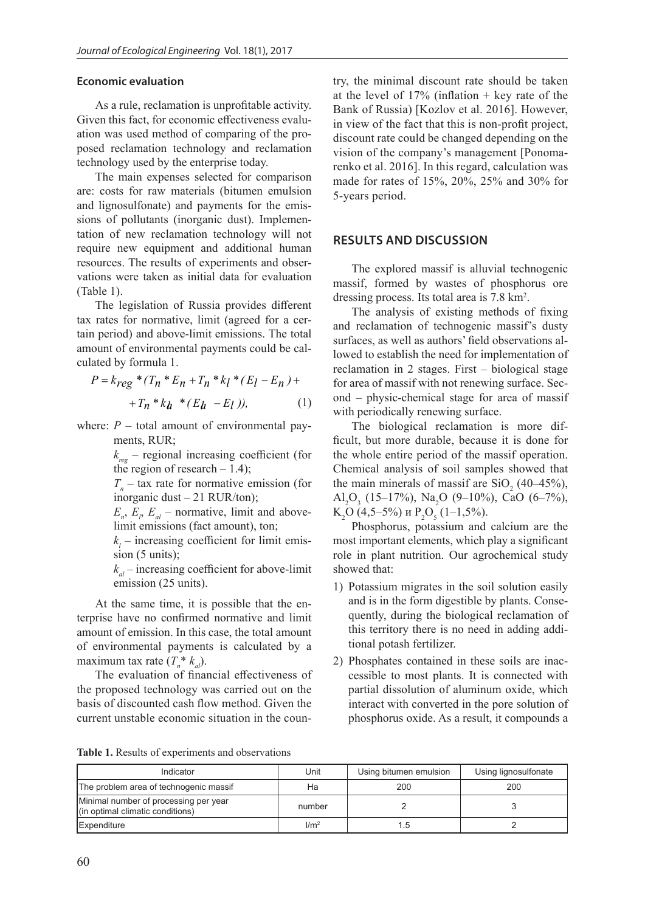### Economic evaluation

As a rule, reclamation is unprofitable activity. Given this fact, for economic effectiveness evaluation was used method of comparing of the proposed reclamation technology and reclamation technology used by the enterprise today.

The main expenses selected for comparison are: costs for raw materials (bitumen emulsion and lignosulfonate) and payments for the emissions of pollutants (inorganic dust). Implementation of new reclamation technology will not require new equipment and additional human resources. The results of experiments and observations were taken as initial data for evaluation (Table 1).

The legislation of Russia provides different tax rates for normative, limit (agreed for a certain period) and above-limit emissions. The total amount of environmental payments could be calculated by formula 1.

$$P = k_{reg} * (T_n * E_n + T_n * k_l * (E_l - E_n) + T_n * k_{al} * (E_{al} - E_l)), \quad (1)$$

where: $P$ – total amount of environmental payments, RUR;

$k_{reg}$ – regional increasing coefficient (for the region of research – 1.4);

$T_n$ – tax rate for normative emission (for inorganic dust – 21 RUR/ton);

$E_n$, $E_l$, $E_{al}$ – normative, limit and above-limit emissions (fact amount), ton;

$k_l$ – increasing coefficient for limit emission (5 units);

$k_{al}$ – increasing coefficient for above-limit emission (25 units).

At the same time, it is possible that the enterprise have no confirmed normative and limit amount of emission. In this case, the total amount of environmental payments is calculated by a maximum tax rate ($T_n * k_{al}$).

The evaluation of financial effectiveness of the proposed technology was carried out on the basis of discounted cash flow method. Given the current unstable economic situation in the country, the minimal discount rate should be taken at the level of 17% (inflation + key rate of the Bank of Russia) [Kozlov et al. 2016]. However, in view of the fact that this is non-profit project, discount rate could be changed depending on the vision of the company's management [Ponomarenko et al. 2016]. In this regard, calculation was made for rates of 15%, 20%, 25% and 30% for 5-years period.

## RESULTS AND DISCUSSION

The explored massif is alluvial technogenic massif, formed by wastes of phosphorus ore dressing process. Its total area is 7.8 km$^2$.

The analysis of existing methods of fixing and reclamation of technogenic massif's dusty surfaces, as well as authors' field observations allowed to establish the need for implementation of reclamation in 2 stages. First – biological stage for area of massif with not renewing surface. Second – physic-chemical stage for area of massif with periodically renewing surface.

The biological reclamation is more difficult, but more durable, because it is done for the whole entire period of the massif operation. Chemical analysis of soil samples showed that the main minerals of massif are $SiO_2$ (40–45%), $Al_2O_3$ (15–17%), $Na_2O$ (9–10%), CaO (6–7%), $K_2O$ (4,5–5%) и $P_2O_5$ (1–1,5%).

Phosphorus, potassium and calcium are the most important elements, which play a significant role in plant nutrition. Our agrochemical study showed that:

1) Potassium migrates in the soil solution easily and is in the form digestible by plants. Consequently, during the biological reclamation of this territory there is no need in adding additional potash fertilizer.
2) Phosphates contained in these soils are inaccessible to most plants. It is connected with partial dissolution of aluminum oxide, which interact with converted in the pore solution of phosphorus oxide. As a result, it compounds a

**Table 1.** Results of experiments and observations

| Indicator | Unit | Using bitumen emulsion | Using lignosulfonate |
|---|---|---|---|
| The problem area of technogenic massif | Ha | 200 | 200 |
| Minimal number of processing per year (in optimal climatic conditions) | number | 2 | 3 |
| Expenditure | l/m$^2$ | 1.5 | 2 |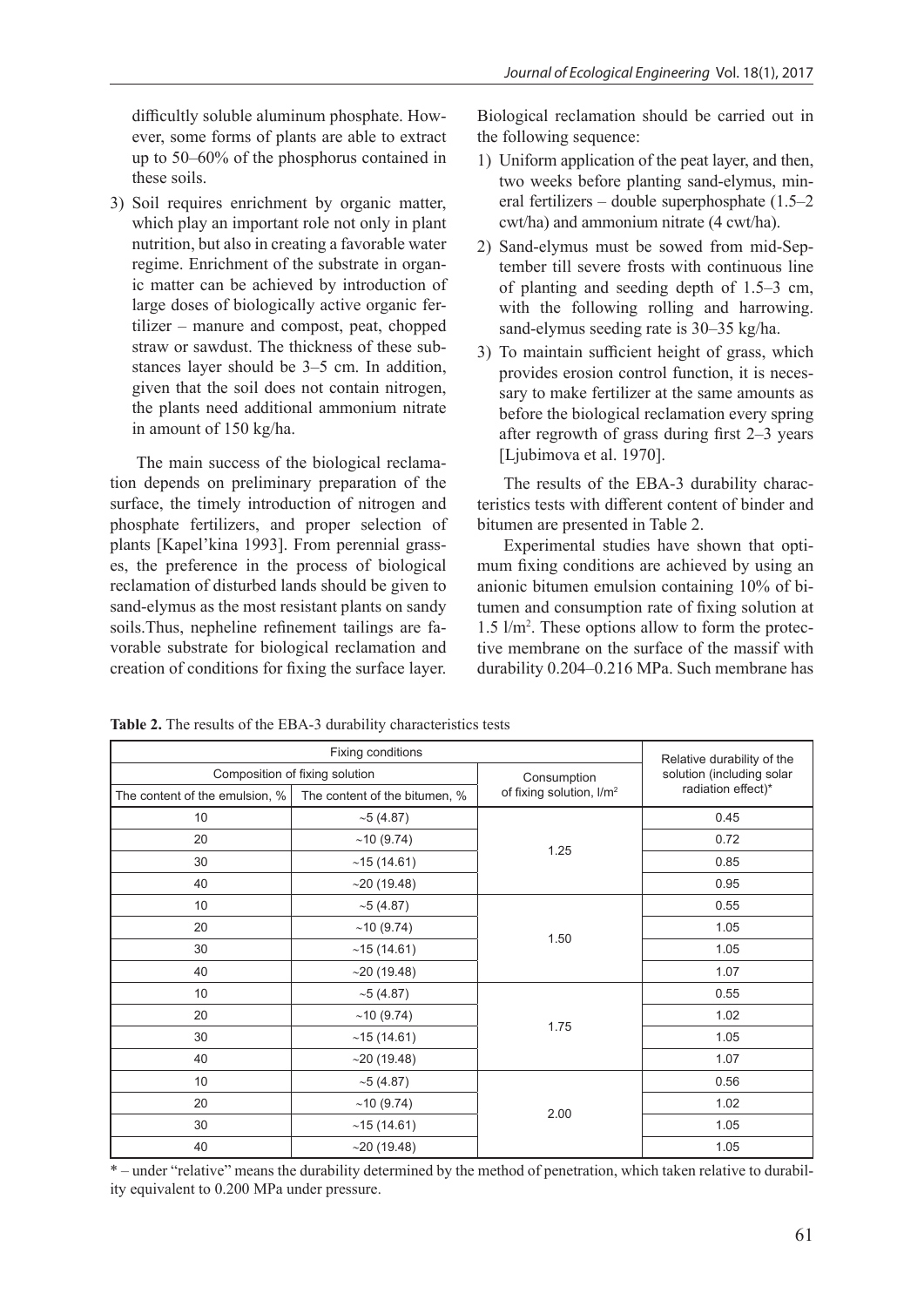difficultly soluble aluminum phosphate. However, some forms of plants are able to extract up to 50–60% of the phosphorus contained in these soils.

3) Soil requires enrichment by organic matter, which play an important role not only in plant nutrition, but also in creating a favorable water regime. Enrichment of the substrate in organic matter can be achieved by introduction of large doses of biologically active organic fertilizer – manure and compost, peat, chopped straw or sawdust. The thickness of these substances layer should be 3–5 cm. In addition, given that the soil does not contain nitrogen, the plants need additional ammonium nitrate in amount of 150 kg/ha.

The main success of the biological reclamation depends on preliminary preparation of the surface, the timely introduction of nitrogen and phosphate fertilizers, and proper selection of plants [Kapel'kina 1993]. From perennial grasses, the preference in the process of biological reclamation of disturbed lands should be given to sand-elymus as the most resistant plants on sandy soils.Thus, nepheline refinement tailings are favorable substrate for biological reclamation and creation of conditions for fixing the surface layer.

Biological reclamation should be carried out in the following sequence:

1) Uniform application of the peat layer, and then, two weeks before planting sand-elymus, mineral fertilizers – double superphosphate (1.5–2 cwt/ha) and ammonium nitrate (4 cwt/ha).
2) Sand-elymus must be sowed from mid-September till severe frosts with continuous line of planting and seeding depth of 1.5–3 cm, with the following rolling and harrowing. sand-elymus seeding rate is 30–35 kg/ha.
3) To maintain sufficient height of grass, which provides erosion control function, it is necessary to make fertilizer at the same amounts as before the biological reclamation every spring after regrowth of grass during first 2–3 years [Ljubimova et al. 1970].

The results of the EBA-3 durability characteristics tests with different content of binder and bitumen are presented in Table 2.

Experimental studies have shown that optimum fixing conditions are achieved by using an anionic bitumen emulsion containing 10% of bitumen and consumption rate of fixing solution at 1.5 $l/m^2$. These options allow to form the protective membrane on the surface of the massif with durability 0.204–0.216 MPa. Such membrane has

**Table 2.** The results of the EBA-3 durability characteristics tests

| Fixing conditions | | | Relative durability of the solution (including solar radiation effect)* |
|---|---|---|---|
| Composition of fixing solution | | Consumption of fixing solution, $l/m^2$ | |
| The content of the emulsion, % | The content of the bitumen, % | | |
| 10 | ~5 (4.87) | 1.25 | 0.45 |
| 20 | ~10 (9.74) | | 0.72 |
| 30 | ~15 (14.61) | | 0.85 |
| 40 | ~20 (19.48) | | 0.95 |
| 10 | ~5 (4.87) | 1.50 | 0.55 |
| 20 | ~10 (9.74) | | 1.05 |
| 30 | ~15 (14.61) | | 1.05 |
| 40 | ~20 (19.48) | | 1.07 |
| 10 | ~5 (4.87) | 1.75 | 0.55 |
| 20 | ~10 (9.74) | | 1.02 |
| 30 | ~15 (14.61) | | 1.05 |
| 40 | ~20 (19.48) | | 1.07 |
| 10 | ~5 (4.87) | 2.00 | 0.56 |
| 20 | ~10 (9.74) | | 1.02 |
| 30 | ~15 (14.61) | | 1.05 |
| 40 | ~20 (19.48) | | 1.05 |

* – under "relative" means the durability determined by the method of penetration, which taken relative to durability equivalent to 0.200 MPa under pressure.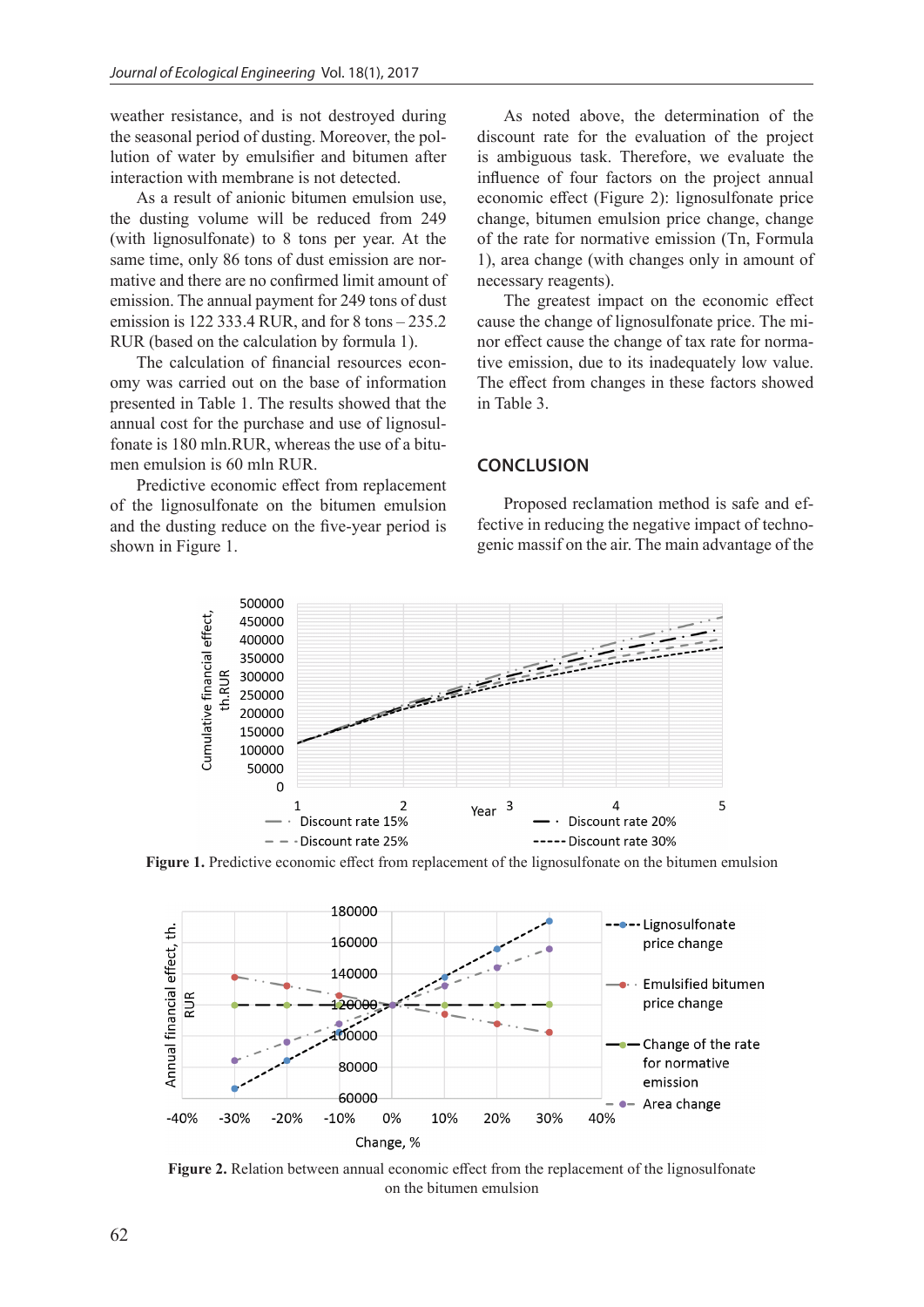weather resistance, and is not destroyed during the seasonal period of dusting. Moreover, the pollution of water by emulsifier and bitumen after interaction with membrane is not detected.

As a result of anionic bitumen emulsion use, the dusting volume will be reduced from 249 (with lignosulfonate) to 8 tons per year. At the same time, only 86 tons of dust emission are normative and there are no confirmed limit amount of emission. The annual payment for 249 tons of dust emission is 122 333.4 RUR, and for 8 tons – 235.2 RUR (based on the calculation by formula 1).

The calculation of financial resources economy was carried out on the base of information presented in Table 1. The results showed that the annual cost for the purchase and use of lignosulfonate is 180 mln.RUR, whereas the use of a bitumen emulsion is 60 mln RUR.

Predictive economic effect from replacement of the lignosulfonate on the bitumen emulsion and the dusting reduce on the five-year period is shown in Figure 1.

As noted above, the determination of the discount rate for the evaluation of the project is ambiguous task. Therefore, we evaluate the influence of four factors on the project annual economic effect (Figure 2): lignosulfonate price change, bitumen emulsion price change, change of the rate for normative emission (Tn, Formula 1), area change (with changes only in amount of necessary reagents).

The greatest impact on the economic effect cause the change of lignosulfonate price. The minor effect cause the change of tax rate for normative emission, due to its inadequately low value. The effect from changes in these factors showed in Table 3.

## CONCLUSION

Proposed reclamation method is safe and effective in reducing the negative impact of technogenic massif on the air. The main advantage of the

**Figure 1.** Predictive economic effect from replacement of the lignosulfonate on the bitumen emulsion

**Figure 2.** Relation between annual economic effect from the replacement of the lignosulfonate on the bitumen emulsion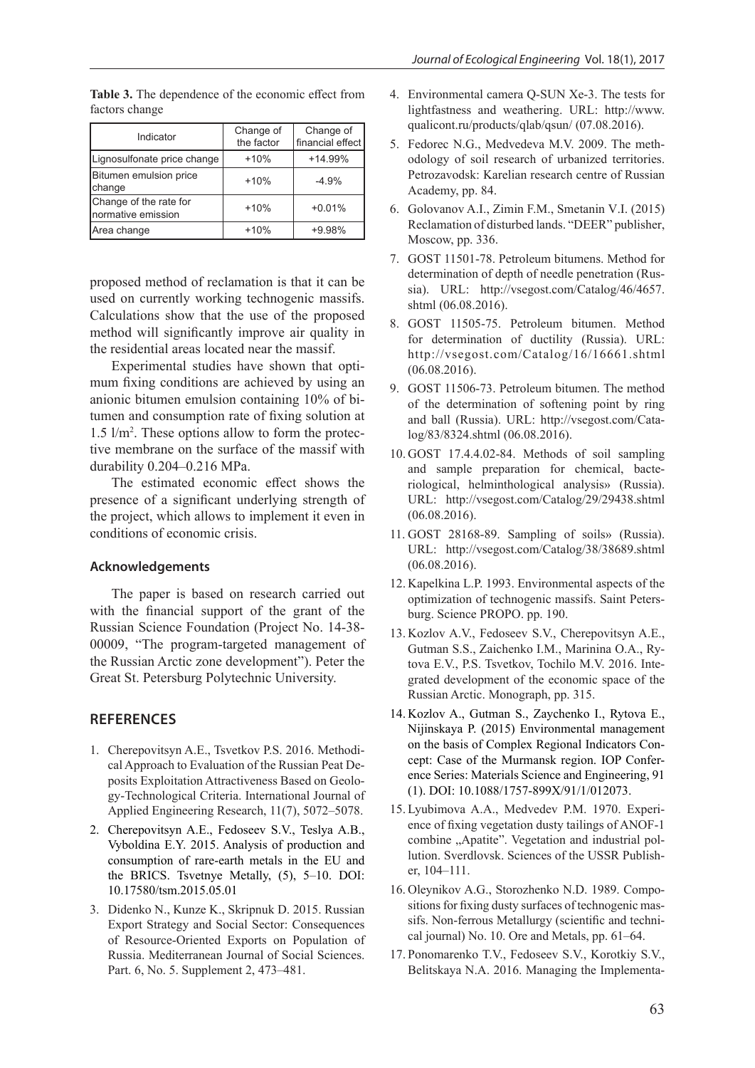**Table 3.** The dependence of the economic effect from factors change

| Indicator | Change of the factor | Change of financial effect |
|---|---|---|
| Lignosulfonate price change | +10% | +14.99% |
| Bitumen emulsion price change | +10% | -4.9% |
| Change of the rate for normative emission | +10% | +0.01% |
| Area change | +10% | +9.98% |

proposed method of reclamation is that it can be used on currently working technogenic massifs. Calculations show that the use of the proposed method will significantly improve air quality in the residential areas located near the massif.

Experimental studies have shown that optimum fixing conditions are achieved by using an anionic bitumen emulsion containing 10% of bitumen and consumption rate of fixing solution at 1.5 l/m$^2$. These options allow to form the protective membrane on the surface of the massif with durability 0.204–0.216 MPa.

The estimated economic effect shows the presence of a significant underlying strength of the project, which allows to implement it even in conditions of economic crisis.

### Acknowledgements

The paper is based on research carried out with the financial support of the grant of the Russian Science Foundation (Project No. 14-38-00009, "The program-targeted management of the Russian Arctic zone development"). Peter the Great St. Petersburg Polytechnic University.

## REFERENCES

1. Cherepovitsyn A.E., Tsvetkov P.S. 2016. Methodical Approach to Evaluation of the Russian Peat Deposits Exploitation Attractiveness Based on Geology-Technological Criteria. International Journal of Applied Engineering Research, 11(7), 5072–5078.
2. Cherepovitsyn A.E., Fedoseev S.V., Teslya A.B., Vyboldina E.Y. 2015. Analysis of production and consumption of rare-earth metals in the EU and the BRICS. Tsvetnye Metally, (5), 5–10. DOI: 10.17580/tsm.2015.05.01
3. Didenko N., Kunze K., Skripnuk D. 2015. Russian Export Strategy and Social Sector: Consequences of Resource-Oriented Exports on Population of Russia. Mediterranean Journal of Social Sciences. Part. 6, No. 5. Supplement 2, 473–481.
4. Environmental camera Q-SUN Xe-3. The tests for lightfastness and weathering. URL: http://www.qualicont.ru/products/qlab/qsun/ (07.08.2016).
5. Fedorec N.G., Medvedeva M.V. 2009. The methodology of soil research of urbanized territories. Petrozavodsk: Karelian research centre of Russian Academy, pp. 84.
6. Golovanov A.I., Zimin F.M., Smetanin V.I. (2015) Reclamation of disturbed lands. "DEER" publisher, Moscow, pp. 336.
7. GOST 11501-78. Petroleum bitumens. Method for determination of depth of needle penetration (Russia). URL: http://vsegost.com/Catalog/46/4657.shtml (06.08.2016).
8. GOST 11505-75. Petroleum bitumen. Method for determination of ductility (Russia). URL: http://vsegost.com/Catalog/16/16661.shtml (06.08.2016).
9. GOST 11506-73. Petroleum bitumen. The method of the determination of softening point by ring and ball (Russia). URL: http://vsegost.com/Catalog/83/8324.shtml (06.08.2016).
10. GOST 17.4.4.02-84. Methods of soil sampling and sample preparation for chemical, bacteriological, helminthological analysis» (Russia). URL: http://vsegost.com/Catalog/29/29438.shtml (06.08.2016).
11. GOST 28168-89. Sampling of soils» (Russia). URL: http://vsegost.com/Catalog/38/38689.shtml (06.08.2016).
12. Kapelkina L.P. 1993. Environmental aspects of the optimization of technogenic massifs. Saint Petersburg. Science PROPO. pp. 190.
13. Kozlov A.V., Fedoseev S.V., Cherepovitsyn A.E., Gutman S.S., Zaichenko I.M., Marinina O.A., Rytova E.V., P.S. Tsvetkov, Tochilo M.V. 2016. Integrated development of the economic space of the Russian Arctic. Monograph, pp. 315.
14. Kozlov A., Gutman S., Zaychenko I., Rytova E., Nijinskaya P. (2015) Environmental management on the basis of Complex Regional Indicators Concept: Case of the Murmansk region. IOP Conference Series: Materials Science and Engineering, 91 (1). DOI: 10.1088/1757-899X/91/1/012073.
15. Lyubimova A.A., Medvedev P.M. 1970. Experience of fixing vegetation dusty tailings of ANOF-1 combine „Apatite". Vegetation and industrial pollution. Sverdlovsk. Sciences of the USSR Publisher, 104–111.
16. Oleynikov A.G., Storozhenko N.D. 1989. Compositions for fixing dusty surfaces of technogenic massifs. Non-ferrous Metallurgy (scientific and technical journal) No. 10. Ore and Metals, pp. 61–64.
17. Ponomarenko T.V., Fedoseev S.V., Korotkiy S.V., Belitskaya N.A. 2016. Managing the Implementa-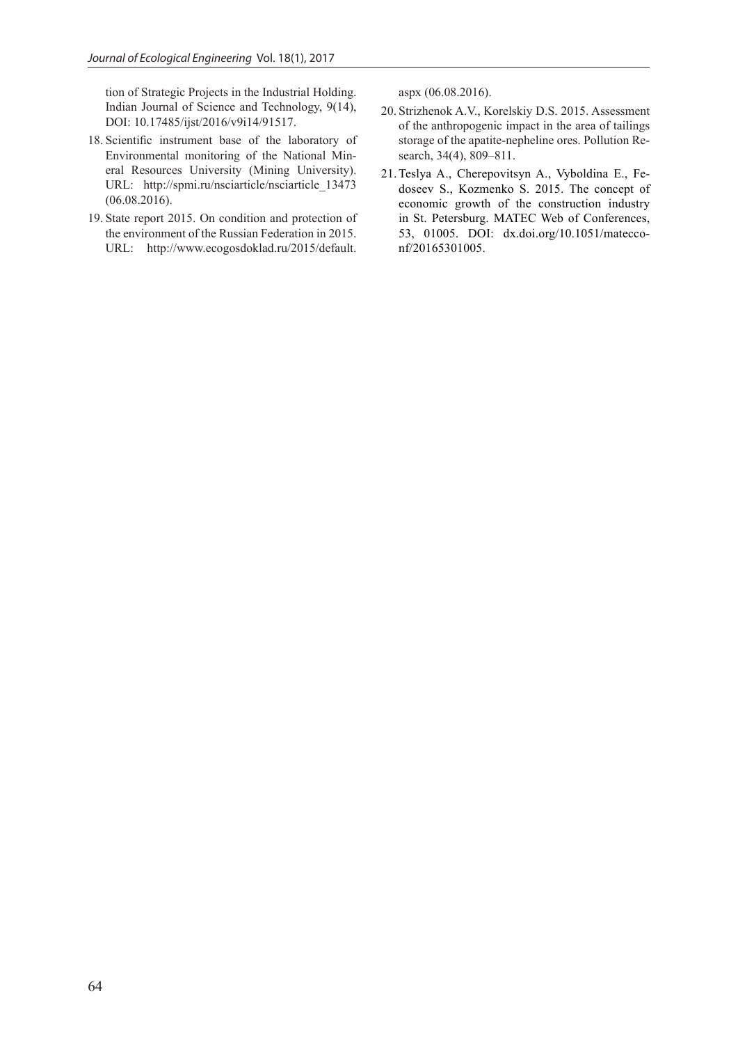tion of Strategic Projects in the Industrial Holding. Indian Journal of Science and Technology, 9(14), DOI: 10.17485/ijst/2016/v9i14/91517.

18. Scientific instrument base of the laboratory of Environmental monitoring of the National Mineral Resources University (Mining University). URL: http://spmi.ru/nsciarticle/nsciarticle_13473 (06.08.2016).
19. State report 2015. On condition and protection of the environment of the Russian Federation in 2015. URL: http://www.ecogosdoklad.ru/2015/default.aspx (06.08.2016).
20. Strizhenok A.V., Korelskiy D.S. 2015. Assessment of the anthropogenic impact in the area of tailings storage of the apatite-nepheline ores. Pollution Research, 34(4), 809–811.
21. Teslya A., Cherepovitsyn A., Vyboldina E., Fedoseev S., Kozmenko S. 2015. The concept of economic growth of the construction industry in St. Petersburg. MATEC Web of Conferences, 53, 01005. DOI: dx.doi.org/10.1051/matecconf/20165301005.